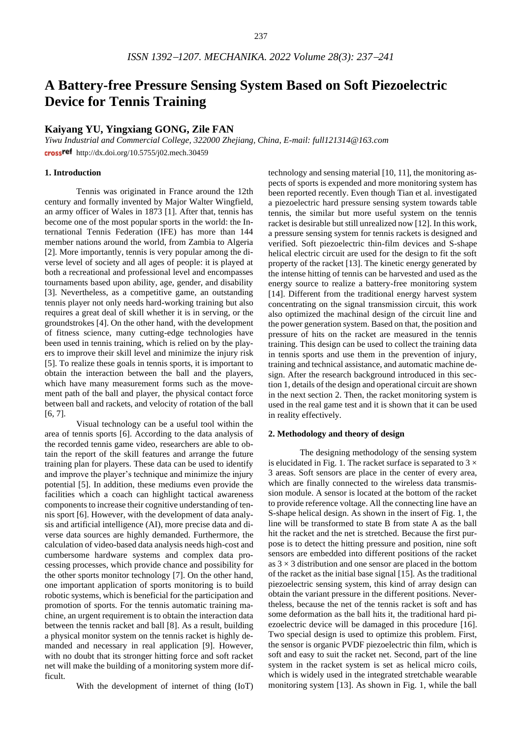# A Battery-free Pressure Sensing System Based on Soft Piezoelectric Device for Tennis Training

## Kaiyang YU, Yingxiang GONG, Zile FAN

*Yiwu Industrial and Commercial College, 322000 Zhejiang, China, E-mail: full121314@163.com*

crossref http://dx.doi.org/10.5755/j02.mech.30459

### 1. Introduction

Tennis was originated in France around the 12th century and formally invented by Major Walter Wingfield, an army officer of Wales in 1873 [1]. After that, tennis has become one of the most popular sports in the world: the International Tennis Federation (IFE) has more than 144 member nations around the world, from Zambia to Algeria [2]. More importantly, tennis is very popular among the diverse level of society and all ages of people: it is played at both a recreational and professional level and encompasses tournaments based upon ability, age, gender, and disability [3]. Nevertheless, as a competitive game, an outstanding tennis player not only needs hard-working training but also requires a great deal of skill whether it is in serving, or the groundstrokes [4]. On the other hand, with the development of fitness science, many cutting-edge technologies have been used in tennis training, which is relied on by the players to improve their skill level and minimize the injury risk [5]. To realize these goals in tennis sports, it is important to obtain the interaction between the ball and the players, which have many measurement forms such as the movement path of the ball and player, the physical contact force between ball and rackets, and velocity of rotation of the ball [6, 7].

Visual technology can be a useful tool within the area of tennis sports [6]. According to the data analysis of the recorded tennis game video, researchers are able to obtain the report of the skill features and arrange the future training plan for players. These data can be used to identify and improve the player's technique and minimize the injury potential [5]. In addition, these mediums even provide the facilities which a coach can highlight tactical awareness components to increase their cognitive understanding of tennis sport [6]. However, with the development of data analysis and artificial intelligence (AI), more precise data and diverse data sources are highly demanded. Furthermore, the calculation of video-based data analysis needs high-cost and cumbersome hardware systems and complex data processing processes, which provide chance and possibility for the other sports monitor technology [7]. On the other hand, one important application of sports monitoring is to build robotic systems, which is beneficial for the participation and promotion of sports. For the tennis automatic training machine, an urgent requirement is to obtain the interaction data between the tennis racket and ball [8]. As a result, building a physical monitor system on the tennis racket is highly demanded and necessary in real application [9]. However, with no doubt that its stronger hitting force and soft racket net will make the building of a monitoring system more difficult.

With the development of internet of thing (IoT) technology and sensing material [10, 11], the monitoring aspects of sports is expended and more monitoring system has been reported recently. Even though Tian et al. investigated a piezoelectric hard pressure sensing system towards table tennis, the similar but more useful system on the tennis racket is desirable but still unrealized now [12]. In this work, a pressure sensing system for tennis rackets is designed and verified. Soft piezoelectric thin-film devices and S-shape helical electric circuit are used for the design to fit the soft property of the racket [13]. The kinetic energy generated by the intense hitting of tennis can be harvested and used as the energy source to realize a battery-free monitoring system [14]. Different from the traditional energy harvest system concentrating on the signal transmission circuit, this work also optimized the machinal design of the circuit line and the power generation system. Based on that, the position and pressure of hits on the racket are measured in the tennis training. This design can be used to collect the training data in tennis sports and use them in the prevention of injury, training and technical assistance, and automatic machine design. After the research background introduced in this section 1, details of the design and operational circuit are shown in the next section 2. Then, the racket monitoring system is used in the real game test and it is shown that it can be used in reality effectively.

### 2. Methodology and theory of design

The designing methodology of the sensing system is elucidated in Fig. 1. The racket surface is separated to $3 \times 3$ areas. Soft sensors are place in the center of every area, which are finally connected to the wireless data transmission module. A sensor is located at the bottom of the racket to provide reference voltage. All the connecting line have an S-shape helical design. As shown in the insert of Fig. 1, the line will be transformed to state B from state A as the ball hit the racket and the net is stretched. Because the first purpose is to detect the hitting pressure and position, nine soft sensors are embedded into different positions of the racket as $3 \times 3$ distribution and one sensor are placed in the bottom of the racket as the initial base signal [15]. As the traditional piezoelectric sensing system, this kind of array design can obtain the variant pressure in the different positions. Nevertheless, because the net of the tennis racket is soft and has some deformation as the ball hits it, the traditional hard piezoelectric device will be damaged in this procedure [16]. Two special design is used to optimize this problem. First, the sensor is organic PVDF piezoelectric thin film, which is soft and easy to suit the racket net. Second, part of the line system in the racket system is set as helical micro coils, which is widely used in the integrated stretchable wearable monitoring system [13]. As shown in Fig. 1, while the ball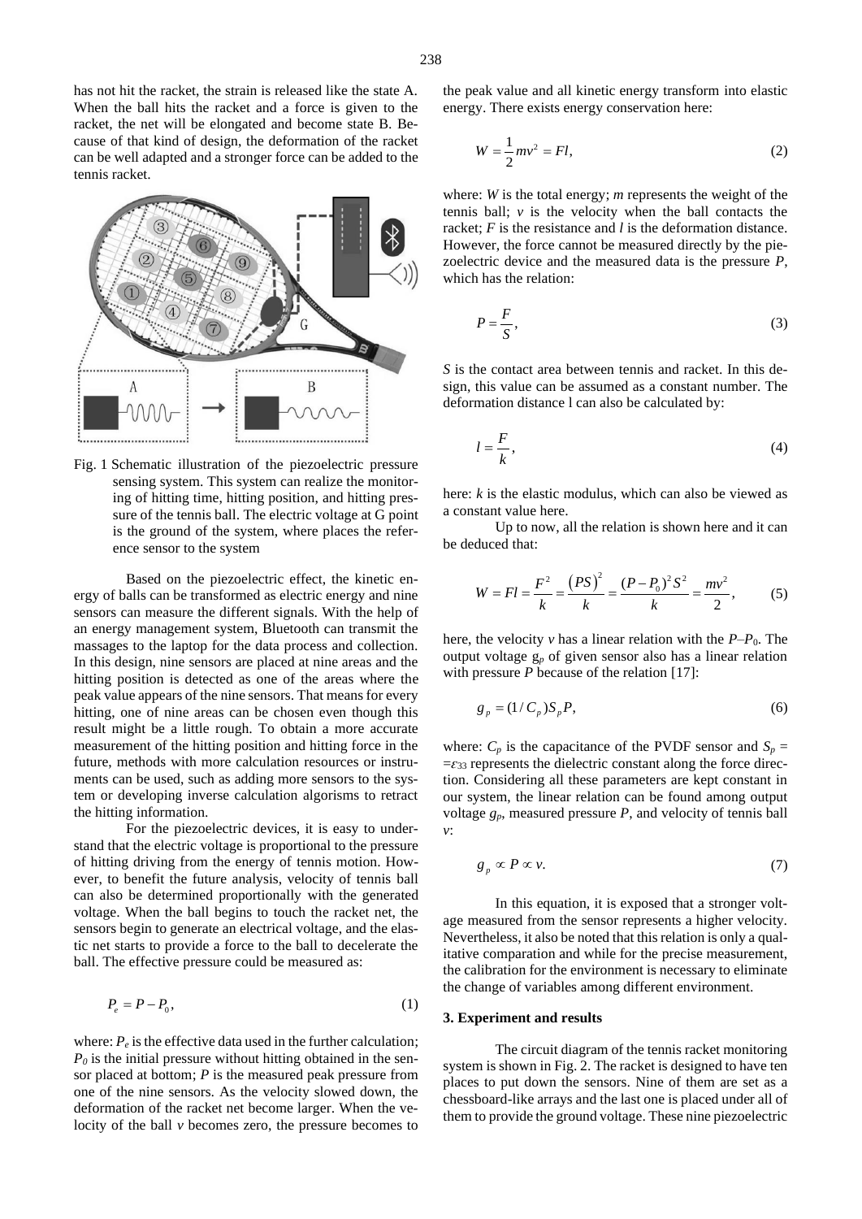has not hit the racket, the strain is released like the state A. When the ball hits the racket and a force is given to the racket, the net will be elongated and become state B. Because of that kind of design, the deformation of the racket can be well adapted and a stronger force can be added to the tennis racket.

Fig. 1 Schematic illustration of the piezoelectric pressure sensing system. This system can realize the monitoring of hitting time, hitting position, and hitting pressure of the tennis ball. The electric voltage at G point is the ground of the system, where places the reference sensor to the system

Based on the piezoelectric effect, the kinetic energy of balls can be transformed as electric energy and nine sensors can measure the different signals. With the help of an energy management system, Bluetooth can transmit the massages to the laptop for the data process and collection. In this design, nine sensors are placed at nine areas and the hitting position is detected as one of the areas where the peak value appears of the nine sensors. That means for every hitting, one of nine areas can be chosen even though this result might be a little rough. To obtain a more accurate measurement of the hitting position and hitting force in the future, methods with more calculation resources or instruments can be used, such as adding more sensors to the system or developing inverse calculation algorisms to retract the hitting information.

For the piezoelectric devices, it is easy to understand that the electric voltage is proportional to the pressure of hitting driving from the energy of tennis motion. However, to benefit the future analysis, velocity of tennis ball can also be determined proportionally with the generated voltage. When the ball begins to touch the racket net, the sensors begin to generate an electrical voltage, and the elastic net starts to provide a force to the ball to decelerate the ball. The effective pressure could be measured as:

$$P_e = P - P_0, \tag{1}$$

where: $P_e$ is the effective data used in the further calculation; $P_0$ is the initial pressure without hitting obtained in the sensor placed at bottom; $P$ is the measured peak pressure from one of the nine sensors. As the velocity slowed down, the deformation of the racket net become larger. When the velocity of the ball $v$ becomes zero, the pressure becomes to the peak value and all kinetic energy transform into elastic energy. There exists energy conservation here:

$$W = \frac{1}{2}mv^2 = Fl, \tag{2}$$

where: $W$ is the total energy; $m$ represents the weight of the tennis ball; $v$ is the velocity when the ball contacts the racket; $F$ is the resistance and $l$ is the deformation distance. However, the force cannot be measured directly by the piezoelectric device and the measured data is the pressure $P$, which has the relation:

$$P = \frac{F}{S}, \tag{3}$$

$S$ is the contact area between tennis and racket. In this design, this value can be assumed as a constant number. The deformation distance l can also be calculated by:

$$l = \frac{F}{k}, \tag{4}$$

here: $k$ is the elastic modulus, which can also be viewed as a constant value here.

Up to now, all the relation is shown here and it can be deduced that:

$$W = Fl = \frac{F^2}{k} = \frac{(PS)^2}{k} = \frac{(P-P_0)^2 S^2}{k} = \frac{mv^2}{2}, \tag{5}$$

here, the velocity $v$ has a linear relation with the $P$–$P_0$. The output voltage $g_p$ of given sensor also has a linear relation with pressure $P$ because of the relation [17]:

$$g_p = (1/C_p)S_p P, \tag{6}$$

where: $C_p$ is the capacitance of the PVDF sensor and $S_p = = \varepsilon_{33}$ represents the dielectric constant along the force direction. Considering all these parameters are kept constant in our system, the linear relation can be found among output voltage $g_p$, measured pressure $P$, and velocity of tennis ball $v$:

$$g_p \propto P \propto v. \tag{7}$$

In this equation, it is exposed that a stronger voltage measured from the sensor represents a higher velocity. Nevertheless, it also be noted that this relation is only a qualitative comparation and while for the precise measurement, the calibration for the environment is necessary to eliminate the change of variables among different environment.

## 3. Experiment and results

The circuit diagram of the tennis racket monitoring system is shown in Fig. 2. The racket is designed to have ten places to put down the sensors. Nine of them are set as a chessboard-like arrays and the last one is placed under all of them to provide the ground voltage. These nine piezoelectric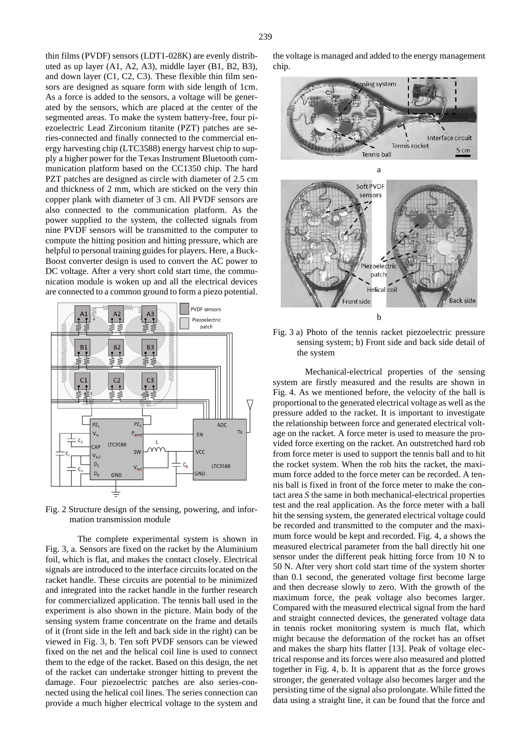thin films (PVDF) sensors (LDT1-028K) are evenly distributed as up layer (A1, A2, A3), middle layer (B1, B2, B3), and down layer (C1, C2, C3). These flexible thin film sensors are designed as square form with side length of 1cm. As a force is added to the sensors, a voltage will be generated by the sensors, which are placed at the center of the segmented areas. To make the system battery-free, four piezoelectric Lead Zirconium titanite (PZT) patches are series-connected and finally connected to the commercial energy harvesting chip (LTC3588) energy harvest chip to supply a higher power for the Texas Instrument Bluetooth communication platform based on the CC1350 chip. The hard PZT patches are designed as circle with diameter of 2.5 cm and thickness of 2 mm, which are sticked on the very thin copper plank with diameter of 3 cm. All PVDF sensors are also connected to the communication platform. As the power supplied to the system, the collected signals from nine PVDF sensors will be transmitted to the computer to compute the hitting position and hitting pressure, which are helpful to personal training guides for players. Here, a Buck-Boost converter design is used to convert the AC power to DC voltage. After a very short cold start time, the communication module is woken up and all the electrical devices are connected to a common ground to form a piezo potential.

Fig. 2 Structure design of the sensing, powering, and information transmission module

The complete experimental system is shown in Fig. 3, a. Sensors are fixed on the racket by the Aluminium foil, which is flat, and makes the contact closely. Electrical signals are introduced to the interface circuits located on the racket handle. These circuits are potential to be minimized and integrated into the racket handle in the further research for commercialized application. The tennis ball used in the experiment is also shown in the picture. Main body of the sensing system frame concentrate on the frame and details of it (front side in the left and back side in the right) can be viewed in Fig. 3, b. Ten soft PVDF sensors can be viewed fixed on the net and the helical coil line is used to connect them to the edge of the racket. Based on this design, the net of the racket can undertake stronger hitting to prevent the damage. Four piezoelectric patches are also series-connected using the helical coil lines. The series connection can provide a much higher electrical voltage to the system and the voltage is managed and added to the energy management chip.

Fig. 3 a) Photo of the tennis racket piezoelectric pressure sensing system; b) Front side and back side detail of the system

Mechanical-electrical properties of the sensing system are firstly measured and the results are shown in Fig. 4. As we mentioned before, the velocity of the ball is proportional to the generated electrical voltage as well as the pressure added to the racket. It is important to investigate the relationship between force and generated electrical voltage on the racket. A force meter is used to measure the provided force exerting on the racket. An outstretched hard rob from force meter is used to support the tennis ball and to hit the rocket system. When the rob hits the racket, the maximum force added to the force meter can be recorded. A tennis ball is fixed in front of the force meter to make the contact area *S* the same in both mechanical-electrical properties test and the real application. As the force meter with a ball hit the sensing system, the generated electrical voltage could be recorded and transmitted to the computer and the maximum force would be kept and recorded. Fig. 4, a shows the measured electrical parameter from the ball directly hit one sensor under the different peak hitting force from 10 N to 50 N. After very short cold start time of the system shorter than 0.1 second, the generated voltage first become large and then decrease slowly to zero. With the growth of the maximum force, the peak voltage also becomes larger. Compared with the measured electrical signal from the hard and straight connected devices, the generated voltage data in tennis rocket monitoring system is much flat, which might because the deformation of the rocket has an offset and makes the sharp hits flatter [13]. Peak of voltage electrical response and its forces were also measured and plotted together in Fig. 4, b. It is apparent that as the force grows stronger, the generated voltage also becomes larger and the persisting time of the signal also prolongate. While fitted the data using a straight line, it can be found that the force and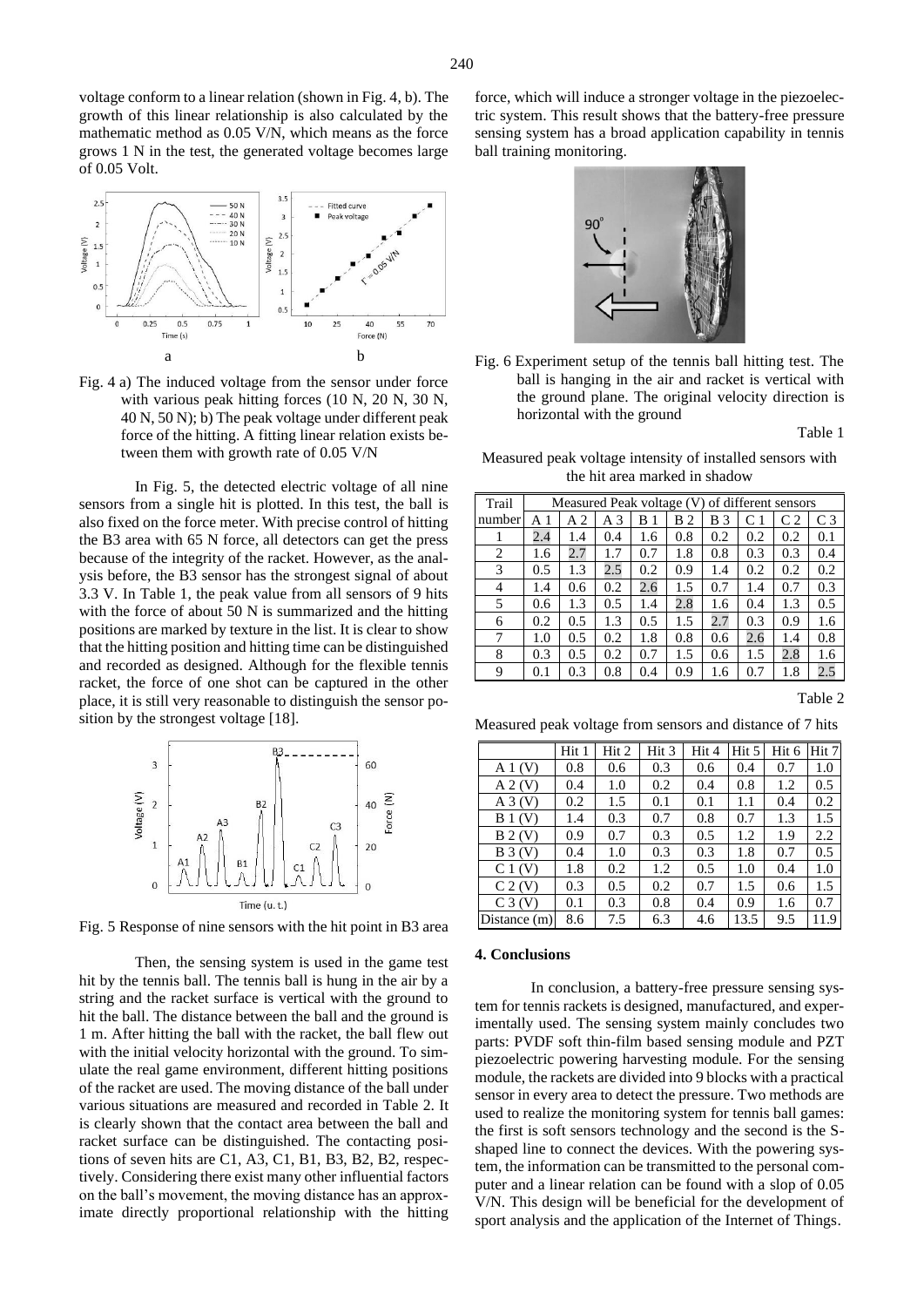voltage conform to a linear relation (shown in Fig. 4, b). The growth of this linear relationship is also calculated by the mathematic method as 0.05 V/N, which means as the force grows 1 N in the test, the generated voltage becomes large of 0.05 Volt.

Fig. 4 a) The induced voltage from the sensor under force with various peak hitting forces (10 N, 20 N, 30 N, 40 N, 50 N); b) The peak voltage under different peak force of the hitting. A fitting linear relation exists between them with growth rate of 0.05 V/N

In Fig. 5, the detected electric voltage of all nine sensors from a single hit is plotted. In this test, the ball is also fixed on the force meter. With precise control of hitting the B3 area with 65 N force, all detectors can get the press because of the integrity of the racket. However, as the analysis before, the B3 sensor has the strongest signal of about 3.3 V. In Table 1, the peak value from all sensors of 9 hits with the force of about 50 N is summarized and the hitting positions are marked by texture in the list. It is clear to show that the hitting position and hitting time can be distinguished and recorded as designed. Although for the flexible tennis racket, the force of one shot can be captured in the other place, it is still very reasonable to distinguish the sensor position by the strongest voltage [18].

Fig. 5 Response of nine sensors with the hit point in B3 area

Then, the sensing system is used in the game test hit by the tennis ball. The tennis ball is hung in the air by a string and the racket surface is vertical with the ground to hit the ball. The distance between the ball and the ground is 1 m. After hitting the ball with the racket, the ball flew out with the initial velocity horizontal with the ground. To simulate the real game environment, different hitting positions of the racket are used. The moving distance of the ball under various situations are measured and recorded in Table 2. It is clearly shown that the contact area between the ball and racket surface can be distinguished. The contacting positions of seven hits are C1, A3, C1, B1, B3, B2, B2, respectively. Considering there exist many other influential factors on the ball's movement, the moving distance has an approximate directly proportional relationship with the hitting force, which will induce a stronger voltage in the piezoelectric system. This result shows that the battery-free pressure sensing system has a broad application capability in tennis ball training monitoring.

Fig. 6 Experiment setup of the tennis ball hitting test. The ball is hanging in the air and racket is vertical with the ground plane. The original velocity direction is horizontal with the ground

Table 1

Measured peak voltage intensity of installed sensors with the hit area marked in shadow

| Trail | Measured Peak voltage (V) of different sensors | | | | | | | | |
|---|---|---|---|---|---|---|---|---|---|
| number | A 1 | A 2 | A 3 | B 1 | B 2 | B 3 | C 1 | C 2 | C 3 |
| 1 | 2.4 | 1.4 | 0.4 | 1.6 | 0.8 | 0.2 | 0.2 | 0.2 | 0.1 |
| 2 | 1.6 | 2.7 | 1.7 | 0.7 | 1.8 | 0.8 | 0.3 | 0.3 | 0.4 |
| 3 | 0.5 | 1.3 | 2.5 | 0.2 | 0.9 | 1.4 | 0.2 | 0.2 | 0.2 |
| 4 | 1.4 | 0.6 | 0.2 | 2.6 | 1.5 | 0.7 | 1.4 | 0.7 | 0.3 |
| 5 | 0.6 | 1.3 | 0.5 | 1.4 | 2.8 | 1.6 | 0.4 | 1.3 | 0.5 |
| 6 | 0.2 | 0.5 | 1.3 | 0.5 | 1.5 | 2.7 | 0.3 | 0.9 | 1.6 |
| 7 | 1.0 | 0.5 | 0.2 | 1.8 | 0.8 | 0.6 | 2.6 | 1.4 | 0.8 |
| 8 | 0.3 | 0.5 | 0.2 | 0.7 | 1.5 | 0.6 | 1.5 | 2.8 | 1.6 |
| 9 | 0.1 | 0.3 | 0.8 | 0.4 | 0.9 | 1.6 | 0.7 | 1.8 | 2.5 |

Table 2

Measured peak voltage from sensors and distance of 7 hits

| | Hit 1 | Hit 2 | Hit 3 | Hit 4 | Hit 5 | Hit 6 | Hit 7 |
|---|---|---|---|---|---|---|---|
| A 1 (V) | 0.8 | 0.6 | 0.3 | 0.6 | 0.4 | 0.7 | 1.0 |
| A 2 (V) | 0.4 | 1.0 | 0.2 | 0.4 | 0.8 | 1.2 | 0.5 |
| A 3 (V) | 0.2 | 1.5 | 0.1 | 0.1 | 1.1 | 0.4 | 0.2 |
| B 1 (V) | 1.4 | 0.3 | 0.7 | 0.8 | 0.7 | 1.3 | 1.5 |
| B 2 (V) | 0.9 | 0.7 | 0.3 | 0.5 | 1.2 | 1.9 | 2.2 |
| B 3 (V) | 0.4 | 1.0 | 0.3 | 0.3 | 1.8 | 0.7 | 0.5 |
| C 1 (V) | 1.8 | 0.2 | 1.2 | 0.5 | 1.0 | 0.4 | 1.0 |
| C 2 (V) | 0.3 | 0.5 | 0.2 | 0.7 | 1.5 | 0.6 | 1.5 |
| C 3 (V) | 0.1 | 0.3 | 0.8 | 0.4 | 0.9 | 1.6 | 0.7 |
| Distance (m) | 8.6 | 7.5 | 6.3 | 4.6 | 13.5 | 9.5 | 11.9 |

## 4. Conclusions

In conclusion, a battery-free pressure sensing system for tennis rackets is designed, manufactured, and experimentally used. The sensing system mainly concludes two parts: PVDF soft thin-film based sensing module and PZT piezoelectric powering harvesting module. For the sensing module, the rackets are divided into 9 blocks with a practical sensor in every area to detect the pressure. Two methods are used to realize the monitoring system for tennis ball games: the first is soft sensors technology and the second is the S-shaped line to connect the devices. With the powering system, the information can be transmitted to the personal computer and a linear relation can be found with a slop of 0.05 V/N. This design will be beneficial for the development of sport analysis and the application of the Internet of Things.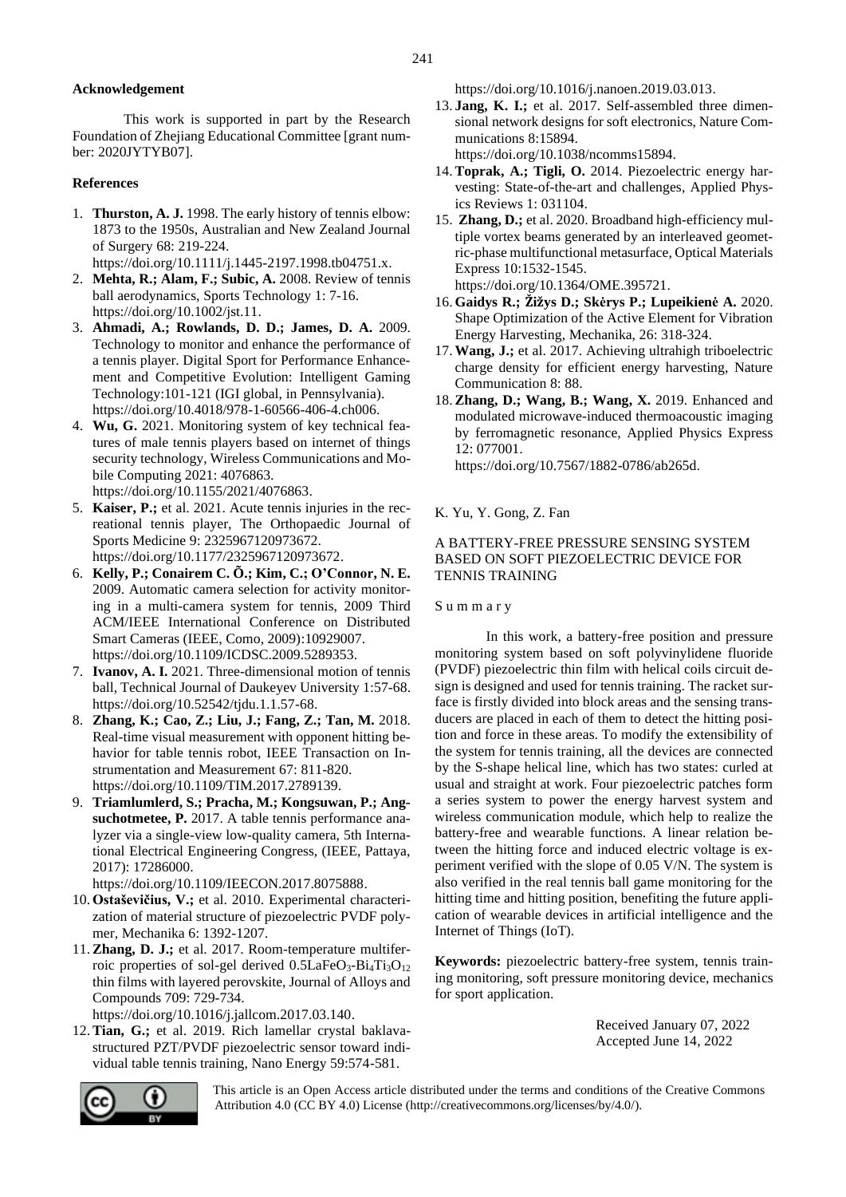## Acknowledgement

This work is supported in part by the Research Foundation of Zhejiang Educational Committee [grant number: 2020JYTYB07].

## References

1. **Thurston, A. J.** 1998. The early history of tennis elbow: 1873 to the 1950s, Australian and New Zealand Journal of Surgery 68: 219-224. https://doi.org/10.1111/j.1445-2197.1998.tb04751.x.
2. **Mehta, R.; Alam, F.; Subic, A.** 2008. Review of tennis ball aerodynamics, Sports Technology 1: 7-16. https://doi.org/10.1002/jst.11.
3. **Ahmadi, A.; Rowlands, D. D.; James, D. A.** 2009. Technology to monitor and enhance the performance of a tennis player. Digital Sport for Performance Enhancement and Competitive Evolution: Intelligent Gaming Technology:101-121 (IGI global, in Pennsylvania). https://doi.org/10.4018/978-1-60566-406-4.ch006.
4. **Wu, G.** 2021. Monitoring system of key technical features of male tennis players based on internet of things security technology, Wireless Communications and Mobile Computing 2021: 4076863. https://doi.org/10.1155/2021/4076863.
5. **Kaiser, P.;** et al. 2021. Acute tennis injuries in the recreational tennis player, The Orthopaedic Journal of Sports Medicine 9: 2325967120973672. https://doi.org/10.1177/2325967120973672.
6. **Kelly, P.; Conairem C. Õ.; Kim, C.; O'Connor, N. E.** 2009. Automatic camera selection for activity monitoring in a multi-camera system for tennis, 2009 Third ACM/IEEE International Conference on Distributed Smart Cameras (IEEE, Como, 2009):10929007. https://doi.org/10.1109/ICDSC.2009.5289353.
7. **Ivanov, A. I.** 2021. Three-dimensional motion of tennis ball, Technical Journal of Daukeyev University 1:57-68. https://doi.org/10.52542/tjdu.1.1.57-68.
8. **Zhang, K.; Cao, Z.; Liu, J.; Fang, Z.; Tan, M.** 2018. Real-time visual measurement with opponent hitting behavior for table tennis robot, IEEE Transaction on Instrumentation and Measurement 67: 811-820. https://doi.org/10.1109/TIM.2017.2789139.
9. **Triamlumlerd, S.; Pracha, M.; Kongsuwan, P.; Angsuchotmetee, P.** 2017. A table tennis performance analyzer via a single-view low-quality camera, 5th International Electrical Engineering Congress, (IEEE, Pattaya, 2017): 17286000. https://doi.org/10.1109/IEECON.2017.8075888.
10. **Ostaševičius, V.;** et al. 2010. Experimental characterization of material structure of piezoelectric PVDF polymer, Mechanika 6: 1392-1207.
11. **Zhang, D. J.;** et al. 2017. Room-temperature multiferroic properties of sol-gel derived $0.5LaFeO_3$-$Bi_4Ti_3O_{12}$ thin films with layered perovskite, Journal of Alloys and Compounds 709: 729-734. https://doi.org/10.1016/j.jallcom.2017.03.140.
12. **Tian, G.;** et al. 2019. Rich lamellar crystal baklava-structured PZT/PVDF piezoelectric sensor toward individual table tennis training, Nano Energy 59:574-581. https://doi.org/10.1016/j.nanoen.2019.03.013.
13. **Jang, K. I.;** et al. 2017. Self-assembled three dimensional network designs for soft electronics, Nature Communications 8:15894. https://doi.org/10.1038/ncomms15894.
14. **Toprak, A.; Tigli, O.** 2014. Piezoelectric energy harvesting: State-of-the-art and challenges, Applied Physics Reviews 1: 031104.
15. **Zhang, D.;** et al. 2020. Broadband high-efficiency multiple vortex beams generated by an interleaved geometric-phase multifunctional metasurface, Optical Materials Express 10:1532-1545. https://doi.org/10.1364/OME.395721.
16. **Gaidys R.; Žižys D.; Skėrys P.; Lupeikienė A.** 2020. Shape Optimization of the Active Element for Vibration Energy Harvesting, Mechanika, 26: 318-324.
17. **Wang, J.;** et al. 2017. Achieving ultrahigh triboelectric charge density for efficient energy harvesting, Nature Communication 8: 88.
18. **Zhang, D.; Wang, B.; Wang, X.** 2019. Enhanced and modulated microwave-induced thermoacoustic imaging by ferromagnetic resonance, Applied Physics Express 12: 077001. https://doi.org/10.7567/1882-0786/ab265d.

K. Yu, Y. Gong, Z. Fan

A BATTERY-FREE PRESSURE SENSING SYSTEM BASED ON SOFT PIEZOELECTRIC DEVICE FOR TENNIS TRAINING

S u m m a r y

In this work, a battery-free position and pressure monitoring system based on soft polyvinylidene fluoride (PVDF) piezoelectric thin film with helical coils circuit design is designed and used for tennis training. The racket surface is firstly divided into block areas and the sensing transducers are placed in each of them to detect the hitting position and force in these areas. To modify the extensibility of the system for tennis training, all the devices are connected by the S-shape helical line, which has two states: curled at usual and straight at work. Four piezoelectric patches form a series system to power the energy harvest system and wireless communication module, which help to realize the battery-free and wearable functions. A linear relation between the hitting force and induced electric voltage is experiment verified with the slope of 0.05 V/N. The system is also verified in the real tennis ball game monitoring for the hitting time and hitting position, benefiting the future application of wearable devices in artificial intelligence and the Internet of Things (IoT).

**Keywords:** piezoelectric battery-free system, tennis training monitoring, soft pressure monitoring device, mechanics for sport application.

Received January 07, 2022
Accepted June 14, 2022

This article is an Open Access article distributed under the terms and conditions of the Creative Commons Attribution 4.0 (CC BY 4.0) License (http://creativecommons.org/licenses/by/4.0/).